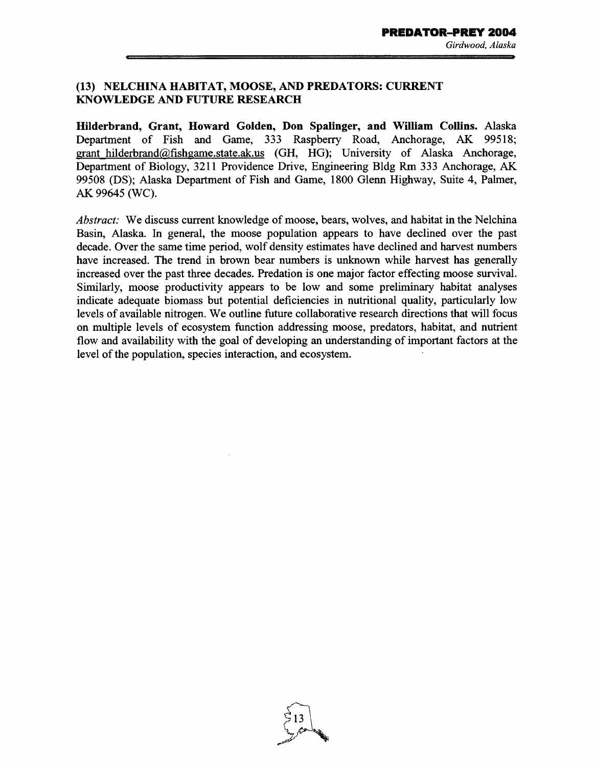## (13) NELCHINA HABITAT, MOOSE, AND PREDATORS: CURRENT KNOWLEDGE AND FUTURE RESEARCH

**Hilderbrand, Grant, Howard Golden, Don Spalinger, and William Collins.** Alaska Department of Fish and Game, 333 Raspberry Road, Anchorage, AK 99518; grant_hilderbrand@fishgame.state.ak.us (GH, HG); University of Alaska Anchorage, Department of Biology, 3211 Providence Drive, Engineering Bldg Rm 333 Anchorage, AK 99508 (DS); Alaska Department of Fish and Game, 1800 Glenn Highway, Suite 4, Palmer, AK 99645 (WC).

*Abstract:* We discuss current knowledge of moose, bears, wolves, and habitat in the Nelchina Basin, Alaska. In general, the moose population appears to have declined over the past decade. Over the same time period, wolf density estimates have declined and harvest numbers have increased. The trend in brown bear numbers is unknown while harvest has generally increased over the past three decades. Predation is one major factor effecting moose survival. Similarly, moose productivity appears to be low and some preliminary habitat analyses indicate adequate biomass but potential deficiencies in nutritional quality, particularly low levels of available nitrogen. We outline future collaborative research directions that will focus on multiple levels of ecosystem function addressing moose, predators, habitat, and nutrient flow and availability with the goal of developing an understanding of important factors at the level of the population, species interaction, and ecosystem.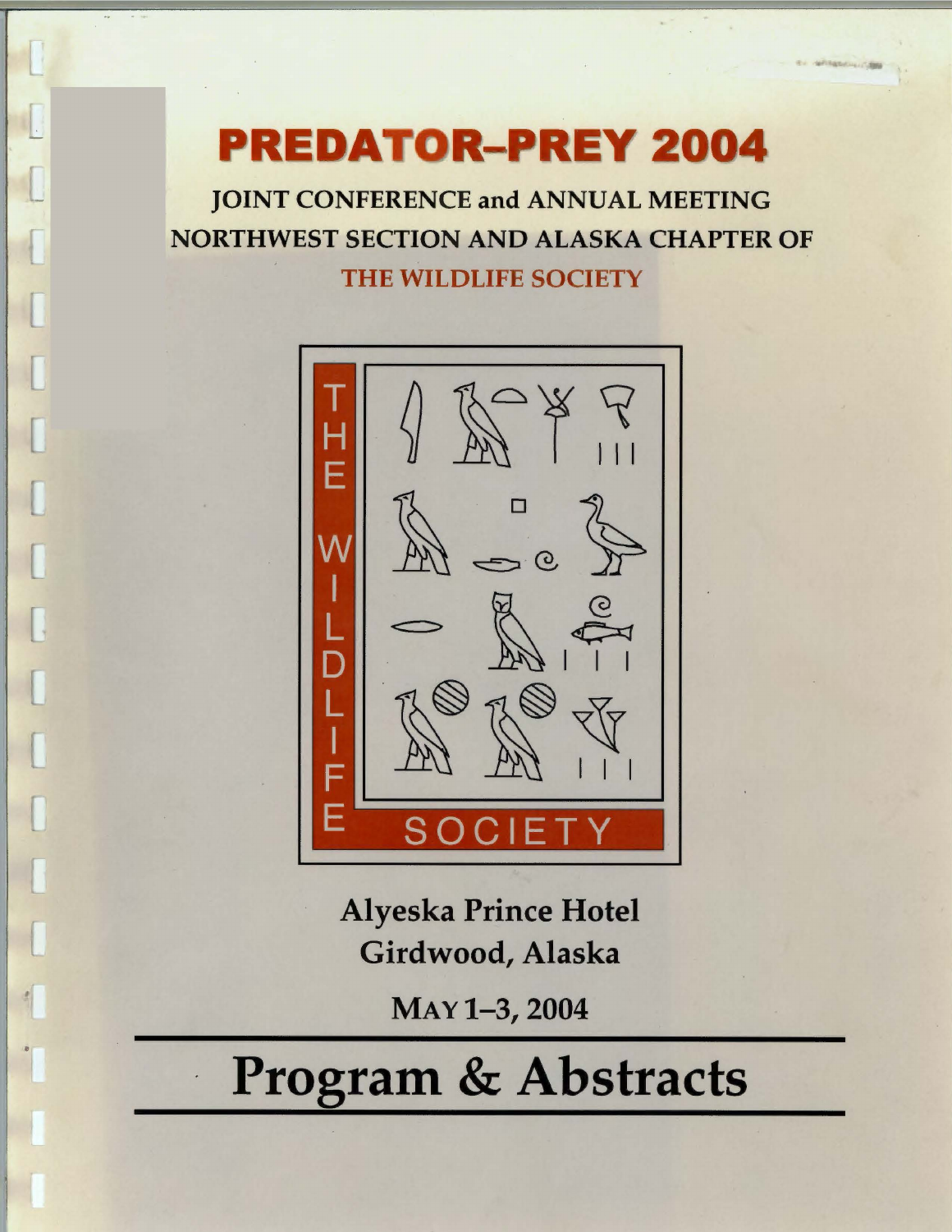# PREDATOR–PREY 2004

JOINT CONFERENCE and ANNUAL MEETING
NORTHWEST SECTION AND ALASKA CHAPTER OF
THE WILDLIFE SOCIETY

THE WILDLIFE SOCIETY

Alyeska Prince Hotel
Girdwood, Alaska

MAY 1–3, 2004

# Program & Abstracts